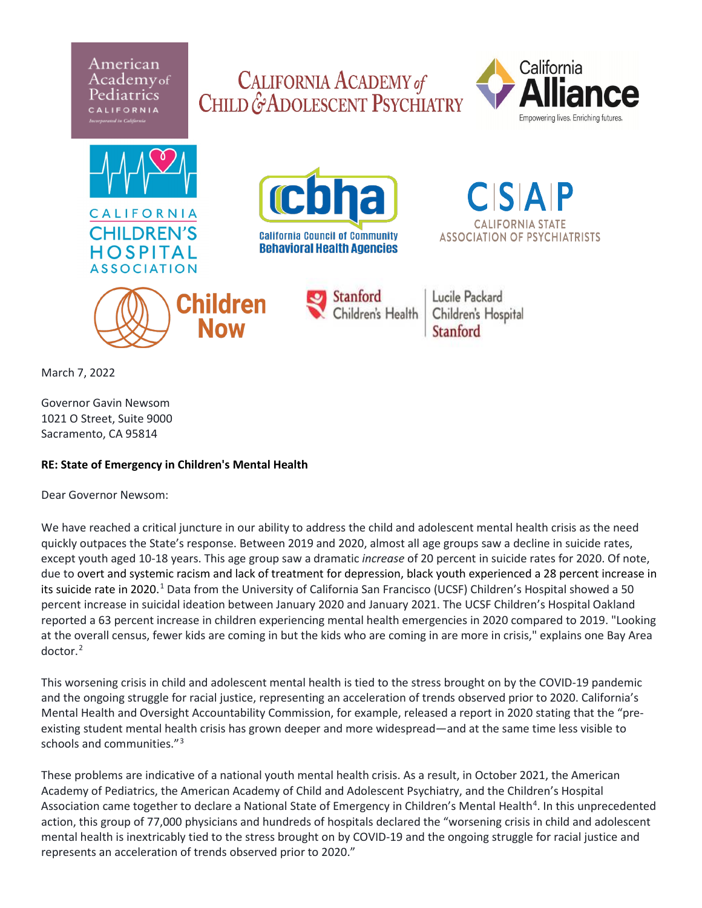American Academy of Pediatrics CALIFORNIA

CALIFORNIA ACADEMY of CHILD & ADOLESCENT PSYCHIATRY

California Alliance — Empowering lives. Enriching futures.

CALIFORNIA CHILDREN'S HOSPITAL ASSOCIATION

cbha — California Council of Community Behavioral Health Agencies

CSAP — CALIFORNIA STATE ASSOCIATION OF PSYCHIATRISTS

Children Now

Stanford Children's Health | Lucile Packard Children's Hospital Stanford

March 7, 2022

Governor Gavin Newsom
1021 O Street, Suite 9000
Sacramento, CA 95814

**RE: State of Emergency in Children's Mental Health**

Dear Governor Newsom:

We have reached a critical juncture in our ability to address the child and adolescent mental health crisis as the need quickly outpaces the State's response. Between 2019 and 2020, almost all age groups saw a decline in suicide rates, except youth aged 10-18 years. This age group saw a dramatic *increase* of 20 percent in suicide rates for 2020. Of note, due to overt and systemic racism and lack of treatment for depression, black youth experienced a 28 percent increase in its suicide rate in 2020.[1] Data from the University of California San Francisco (UCSF) Children's Hospital showed a 50 percent increase in suicidal ideation between January 2020 and January 2021. The UCSF Children's Hospital Oakland reported a 63 percent increase in children experiencing mental health emergencies in 2020 compared to 2019. "Looking at the overall census, fewer kids are coming in but the kids who are coming in are more in crisis," explains one Bay Area doctor.[2]

This worsening crisis in child and adolescent mental health is tied to the stress brought on by the COVID-19 pandemic and the ongoing struggle for racial justice, representing an acceleration of trends observed prior to 2020. California's Mental Health and Oversight Accountability Commission, for example, released a report in 2020 stating that the "pre-existing student mental health crisis has grown deeper and more widespread—and at the same time less visible to schools and communities."[3]

These problems are indicative of a national youth mental health crisis. As a result, in October 2021, the American Academy of Pediatrics, the American Academy of Child and Adolescent Psychiatry, and the Children's Hospital Association came together to declare a National State of Emergency in Children's Mental Health[4]. In this unprecedented action, this group of 77,000 physicians and hundreds of hospitals declared the "worsening crisis in child and adolescent mental health is inextricably tied to the stress brought on by COVID-19 and the ongoing struggle for racial justice and represents an acceleration of trends observed prior to 2020."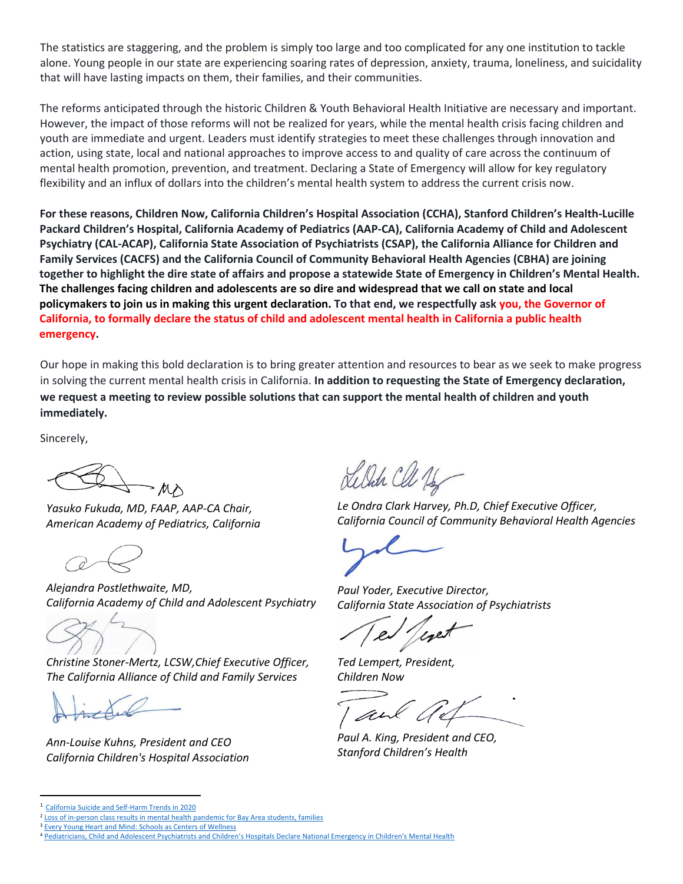The statistics are staggering, and the problem is simply too large and too complicated for any one institution to tackle alone. Young people in our state are experiencing soaring rates of depression, anxiety, trauma, loneliness, and suicidality that will have lasting impacts on them, their families, and their communities.

The reforms anticipated through the historic Children & Youth Behavioral Health Initiative are necessary and important. However, the impact of those reforms will not be realized for years, while the mental health crisis facing children and youth are immediate and urgent. Leaders must identify strategies to meet these challenges through innovation and action, using state, local and national approaches to improve access to and quality of care across the continuum of mental health promotion, prevention, and treatment. Declaring a State of Emergency will allow for key regulatory flexibility and an influx of dollars into the children's mental health system to address the current crisis now.

**For these reasons, Children Now, California Children's Hospital Association (CCHA), Stanford Children's Health-Lucille Packard Children's Hospital, California Academy of Pediatrics (AAP-CA), California Academy of Child and Adolescent Psychiatry (CAL-ACAP), California State Association of Psychiatrists (CSAP), the California Alliance for Children and Family Services (CACFS) and the California Council of Community Behavioral Health Agencies (CBHA) are joining together to highlight the dire state of affairs and propose a statewide State of Emergency in Children's Mental Health. The challenges facing children and adolescents are so dire and widespread that we call on state and local policymakers to join us in making this urgent declaration.** To that end, we respectfully ask **you, the Governor of California, to formally declare the status of child and adolescent mental health in California a public health emergency.**

Our hope in making this bold declaration is to bring greater attention and resources to bear as we seek to make progress in solving the current mental health crisis in California. **In addition to requesting the State of Emergency declaration, we request a meeting to review possible solutions that can support the mental health of children and youth immediately.**

Sincerely,

*Yasuko Fukuda, MD, FAAP, AAP-CA Chair,*
*American Academy of Pediatrics, California*

*Alejandra Postlethwaite, MD,*
*California Academy of Child and Adolescent Psychiatry*

*Christine Stoner-Mertz, LCSW, Chief Executive Officer,*
*The California Alliance of Child and Family Services*

*Ann-Louise Kuhns, President and CEO*
*California Children's Hospital Association*

*Le Ondra Clark Harvey, Ph.D, Chief Executive Officer,*
*California Council of Community Behavioral Health Agencies*

*Paul Yoder, Executive Director,*
*California State Association of Psychiatrists*

*Ted Lempert, President,*
*Children Now*

*Paul A. King, President and CEO,*
*Stanford Children's Health*

---

[1] California Suicide and Self-Harm Trends in 2020
[2] Loss of in-person class results in mental health pandemic for Bay Area students, families
[3] Every Young Heart and Mind: Schools as Centers of Wellness
[4] Pediatricians, Child and Adolescent Psychiatrists and Children's Hospitals Declare National Emergency in Children's Mental Health